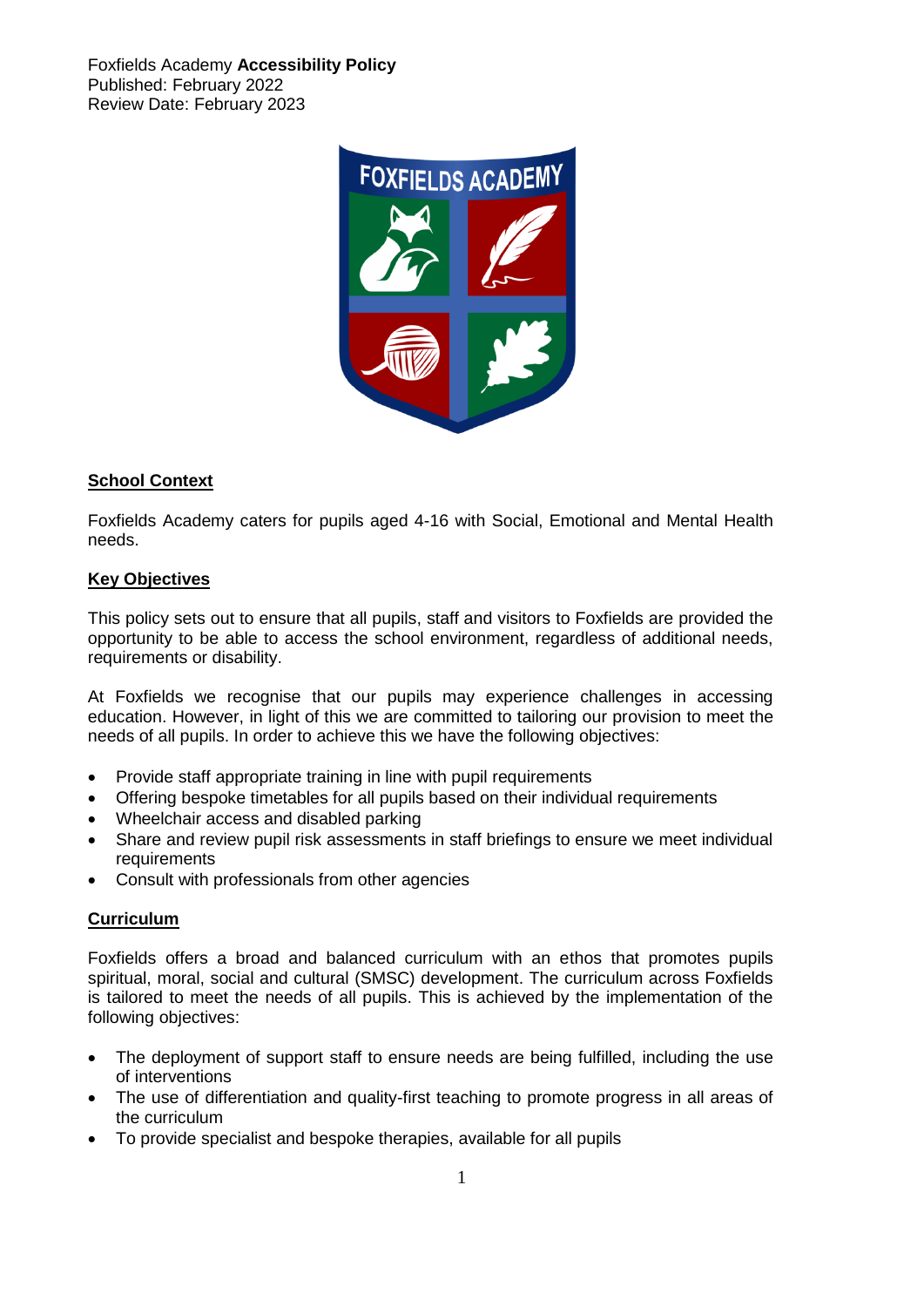Foxfields Academy **Accessibility Policy**
Published: February 2022
Review Date: February 2023

## School Context

Foxfields Academy caters for pupils aged 4-16 with Social, Emotional and Mental Health needs.

## Key Objectives

This policy sets out to ensure that all pupils, staff and visitors to Foxfields are provided the opportunity to be able to access the school environment, regardless of additional needs, requirements or disability.

At Foxfields we recognise that our pupils may experience challenges in accessing education. However, in light of this we are committed to tailoring our provision to meet the needs of all pupils. In order to achieve this we have the following objectives:

- Provide staff appropriate training in line with pupil requirements
- Offering bespoke timetables for all pupils based on their individual requirements
- Wheelchair access and disabled parking
- Share and review pupil risk assessments in staff briefings to ensure we meet individual requirements
- Consult with professionals from other agencies

## Curriculum

Foxfields offers a broad and balanced curriculum with an ethos that promotes pupils spiritual, moral, social and cultural (SMSC) development. The curriculum across Foxfields is tailored to meet the needs of all pupils. This is achieved by the implementation of the following objectives:

- The deployment of support staff to ensure needs are being fulfilled, including the use of interventions
- The use of differentiation and quality-first teaching to promote progress in all areas of the curriculum
- To provide specialist and bespoke therapies, available for all pupils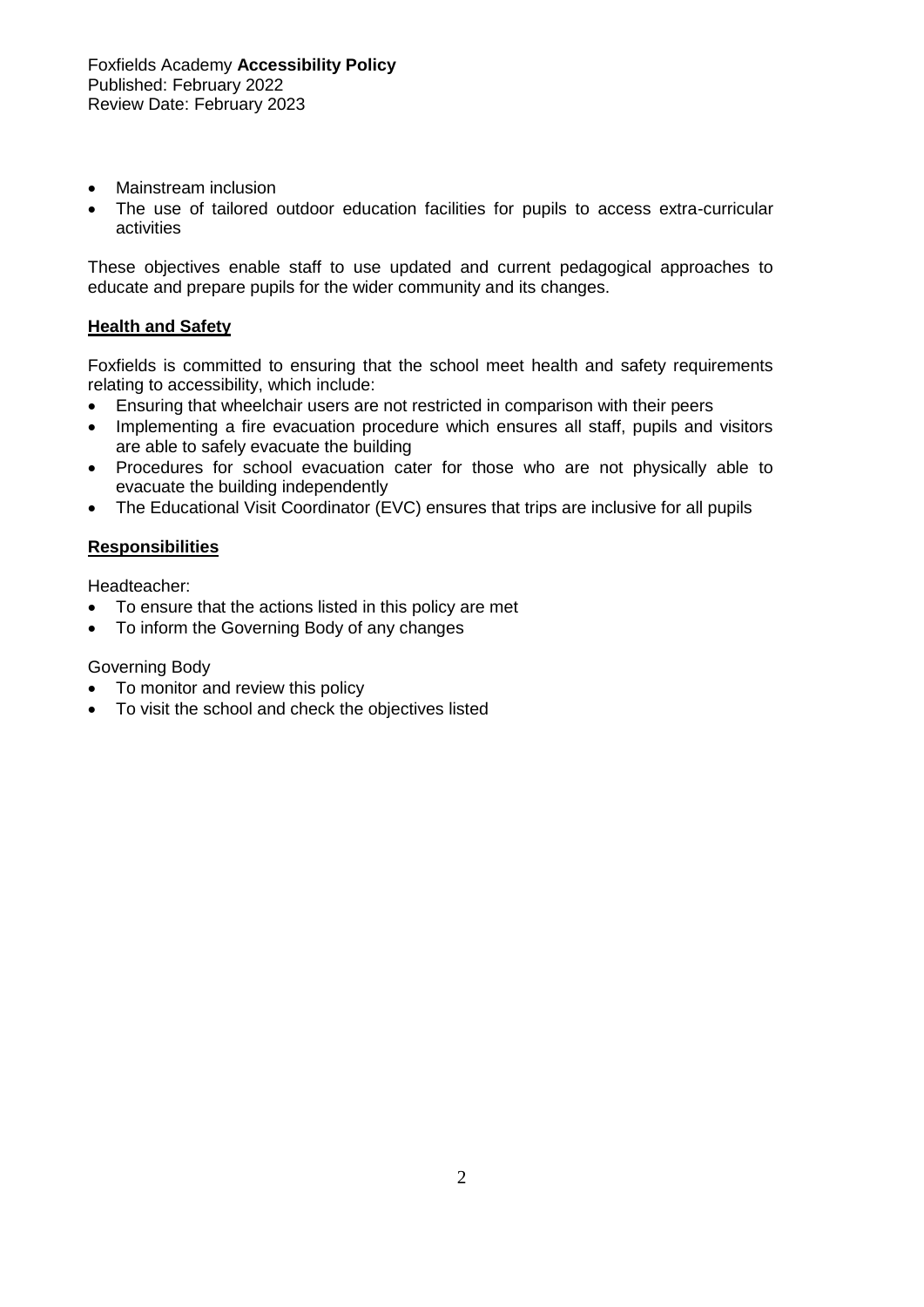- Mainstream inclusion
- The use of tailored outdoor education facilities for pupils to access extra-curricular activities

These objectives enable staff to use updated and current pedagogical approaches to educate and prepare pupils for the wider community and its changes.

## Health and Safety

Foxfields is committed to ensuring that the school meet health and safety requirements relating to accessibility, which include:

- Ensuring that wheelchair users are not restricted in comparison with their peers
- Implementing a fire evacuation procedure which ensures all staff, pupils and visitors are able to safely evacuate the building
- Procedures for school evacuation cater for those who are not physically able to evacuate the building independently
- The Educational Visit Coordinator (EVC) ensures that trips are inclusive for all pupils

## Responsibilities

Headteacher:

- To ensure that the actions listed in this policy are met
- To inform the Governing Body of any changes

Governing Body

- To monitor and review this policy
- To visit the school and check the objectives listed